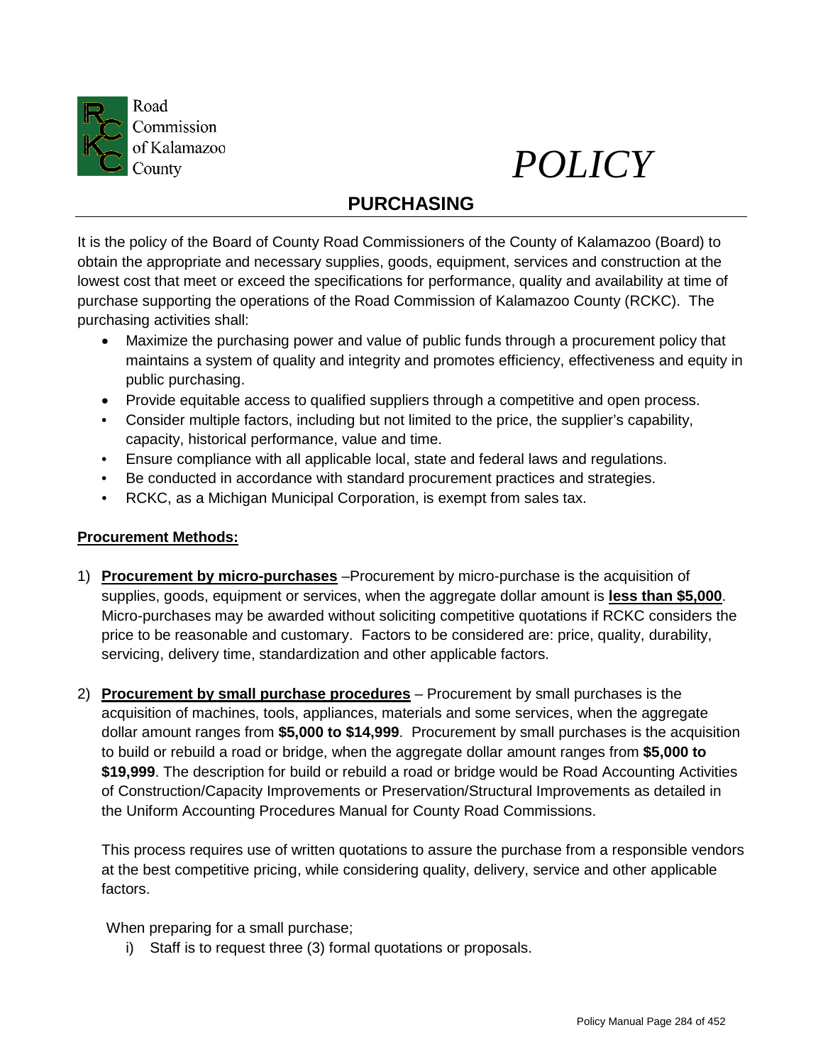Road Commission of Kalamazoo County

# *POLICY*

## PURCHASING

It is the policy of the Board of County Road Commissioners of the County of Kalamazoo (Board) to obtain the appropriate and necessary supplies, goods, equipment, services and construction at the lowest cost that meet or exceed the specifications for performance, quality and availability at time of purchase supporting the operations of the Road Commission of Kalamazoo County (RCKC). The purchasing activities shall:

- Maximize the purchasing power and value of public funds through a procurement policy that maintains a system of quality and integrity and promotes efficiency, effectiveness and equity in public purchasing.
- Provide equitable access to qualified suppliers through a competitive and open process.
- Consider multiple factors, including but not limited to the price, the supplier's capability, capacity, historical performance, value and time.
- Ensure compliance with all applicable local, state and federal laws and regulations.
- Be conducted in accordance with standard procurement practices and strategies.
- RCKC, as a Michigan Municipal Corporation, is exempt from sales tax.

**Procurement Methods:**

1) **Procurement by micro-purchases** –Procurement by micro-purchase is the acquisition of supplies, goods, equipment or services, when the aggregate dollar amount is **less than $5,000**. Micro-purchases may be awarded without soliciting competitive quotations if RCKC considers the price to be reasonable and customary. Factors to be considered are: price, quality, durability, servicing, delivery time, standardization and other applicable factors.

2) **Procurement by small purchase procedures** – Procurement by small purchases is the acquisition of machines, tools, appliances, materials and some services, when the aggregate dollar amount ranges from **$5,000 to $14,999**. Procurement by small purchases is the acquisition to build or rebuild a road or bridge, when the aggregate dollar amount ranges from **$5,000 to $19,999**. The description for build or rebuild a road or bridge would be Road Accounting Activities of Construction/Capacity Improvements or Preservation/Structural Improvements as detailed in the Uniform Accounting Procedures Manual for County Road Commissions.

   This process requires use of written quotations to assure the purchase from a responsible vendors at the best competitive pricing, while considering quality, delivery, service and other applicable factors.

   When preparing for a small purchase;

   i) Staff is to request three (3) formal quotations or proposals.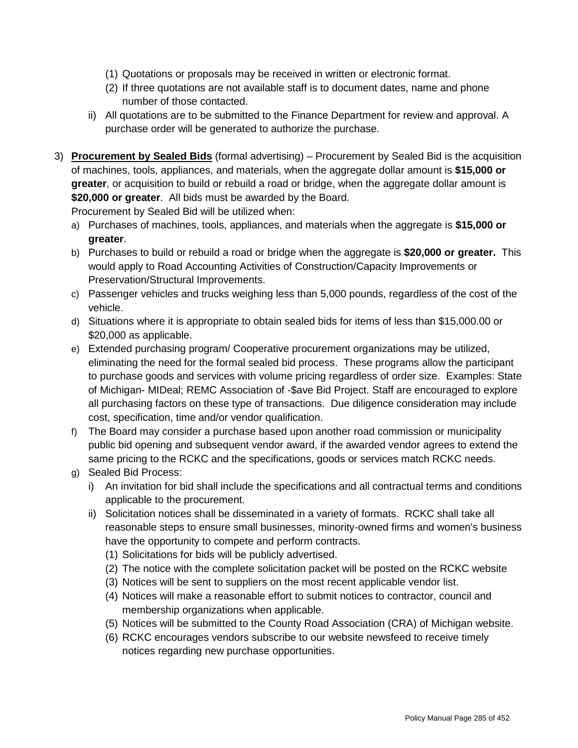(1) Quotations or proposals may be received in written or electronic format.
    (2) If three quotations are not available staff is to document dates, name and phone number of those contacted.
  ii) All quotations are to be submitted to the Finance Department for review and approval. A purchase order will be generated to authorize the purchase.

3) **Procurement by Sealed Bids** (formal advertising) – Procurement by Sealed Bid is the acquisition of machines, tools, appliances, and materials, when the aggregate dollar amount is **$15,000 or greater**, or acquisition to build or rebuild a road or bridge, when the aggregate dollar amount is **$20,000 or greater**. All bids must be awarded by the Board.
   Procurement by Sealed Bid will be utilized when:
   a) Purchases of machines, tools, appliances, and materials when the aggregate is **$15,000 or greater**.
   b) Purchases to build or rebuild a road or bridge when the aggregate is **$20,000 or greater.** This would apply to Road Accounting Activities of Construction/Capacity Improvements or Preservation/Structural Improvements.
   c) Passenger vehicles and trucks weighing less than 5,000 pounds, regardless of the cost of the vehicle.
   d) Situations where it is appropriate to obtain sealed bids for items of less than $15,000.00 or $20,000 as applicable.
   e) Extended purchasing program/ Cooperative procurement organizations may be utilized, eliminating the need for the formal sealed bid process. These programs allow the participant to purchase goods and services with volume pricing regardless of order size. Examples: State of Michigan- MIDeal; REMC Association of -$ave Bid Project. Staff are encouraged to explore all purchasing factors on these type of transactions. Due diligence consideration may include cost, specification, time and/or vendor qualification.
   f) The Board may consider a purchase based upon another road commission or municipality public bid opening and subsequent vendor award, if the awarded vendor agrees to extend the same pricing to the RCKC and the specifications, goods or services match RCKC needs.
   g) Sealed Bid Process:
      i) An invitation for bid shall include the specifications and all contractual terms and conditions applicable to the procurement.
      ii) Solicitation notices shall be disseminated in a variety of formats. RCKC shall take all reasonable steps to ensure small businesses, minority-owned firms and women's business have the opportunity to compete and perform contracts.
         (1) Solicitations for bids will be publicly advertised.
         (2) The notice with the complete solicitation packet will be posted on the RCKC website
         (3) Notices will be sent to suppliers on the most recent applicable vendor list.
         (4) Notices will make a reasonable effort to submit notices to contractor, council and membership organizations when applicable.
         (5) Notices will be submitted to the County Road Association (CRA) of Michigan website.
         (6) RCKC encourages vendors subscribe to our website newsfeed to receive timely notices regarding new purchase opportunities.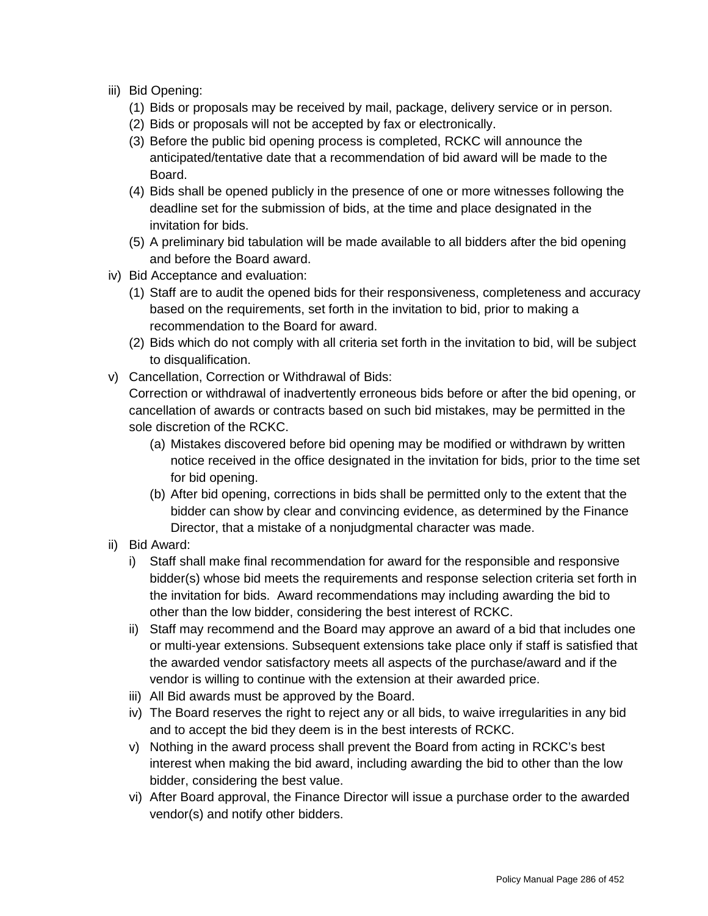iii) Bid Opening:
   (1) Bids or proposals may be received by mail, package, delivery service or in person.
   (2) Bids or proposals will not be accepted by fax or electronically.
   (3) Before the public bid opening process is completed, RCKC will announce the anticipated/tentative date that a recommendation of bid award will be made to the Board.
   (4) Bids shall be opened publicly in the presence of one or more witnesses following the deadline set for the submission of bids, at the time and place designated in the invitation for bids.
   (5) A preliminary bid tabulation will be made available to all bidders after the bid opening and before the Board award.

iv) Bid Acceptance and evaluation:
   (1) Staff are to audit the opened bids for their responsiveness, completeness and accuracy based on the requirements, set forth in the invitation to bid, prior to making a recommendation to the Board for award.
   (2) Bids which do not comply with all criteria set forth in the invitation to bid, will be subject to disqualification.

v) Cancellation, Correction or Withdrawal of Bids:
   Correction or withdrawal of inadvertently erroneous bids before or after the bid opening, or cancellation of awards or contracts based on such bid mistakes, may be permitted in the sole discretion of the RCKC.
      (a) Mistakes discovered before bid opening may be modified or withdrawn by written notice received in the office designated in the invitation for bids, prior to the time set for bid opening.
      (b) After bid opening, corrections in bids shall be permitted only to the extent that the bidder can show by clear and convincing evidence, as determined by the Finance Director, that a mistake of a nonjudgmental character was made.

ii) Bid Award:
   i) Staff shall make final recommendation for award for the responsible and responsive bidder(s) whose bid meets the requirements and response selection criteria set forth in the invitation for bids. Award recommendations may including awarding the bid to other than the low bidder, considering the best interest of RCKC.
   ii) Staff may recommend and the Board may approve an award of a bid that includes one or multi-year extensions. Subsequent extensions take place only if staff is satisfied that the awarded vendor satisfactory meets all aspects of the purchase/award and if the vendor is willing to continue with the extension at their awarded price.
   iii) All Bid awards must be approved by the Board.
   iv) The Board reserves the right to reject any or all bids, to waive irregularities in any bid and to accept the bid they deem is in the best interests of RCKC.
   v) Nothing in the award process shall prevent the Board from acting in RCKC's best interest when making the bid award, including awarding the bid to other than the low bidder, considering the best value.
   vi) After Board approval, the Finance Director will issue a purchase order to the awarded vendor(s) and notify other bidders.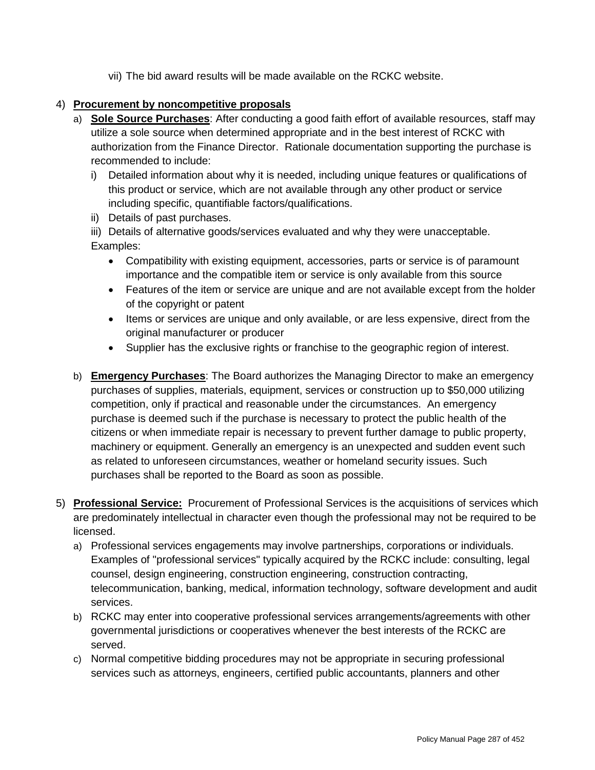vii) The bid award results will be made available on the RCKC website.

4) **Procurement by noncompetitive proposals**

   a) **Sole Source Purchases**: After conducting a good faith effort of available resources, staff may utilize a sole source when determined appropriate and in the best interest of RCKC with authorization from the Finance Director. Rationale documentation supporting the purchase is recommended to include:

      i) Detailed information about why it is needed, including unique features or qualifications of this product or service, which are not available through any other product or service including specific, quantifiable factors/qualifications.

      ii) Details of past purchases.

      iii) Details of alternative goods/services evaluated and why they were unacceptable.

      Examples:

      - Compatibility with existing equipment, accessories, parts or service is of paramount importance and the compatible item or service is only available from this source
      - Features of the item or service are unique and are not available except from the holder of the copyright or patent
      - Items or services are unique and only available, or are less expensive, direct from the original manufacturer or producer
      - Supplier has the exclusive rights or franchise to the geographic region of interest.

   b) **Emergency Purchases**: The Board authorizes the Managing Director to make an emergency purchases of supplies, materials, equipment, services or construction up to $50,000 utilizing competition, only if practical and reasonable under the circumstances. An emergency purchase is deemed such if the purchase is necessary to protect the public health of the citizens or when immediate repair is necessary to prevent further damage to public property, machinery or equipment. Generally an emergency is an unexpected and sudden event such as related to unforeseen circumstances, weather or homeland security issues. Such purchases shall be reported to the Board as soon as possible.

5) **Professional Service:** Procurement of Professional Services is the acquisitions of services which are predominately intellectual in character even though the professional may not be required to be licensed.

   a) Professional services engagements may involve partnerships, corporations or individuals. Examples of "professional services" typically acquired by the RCKC include: consulting, legal counsel, design engineering, construction engineering, construction contracting, telecommunication, banking, medical, information technology, software development and audit services.

   b) RCKC may enter into cooperative professional services arrangements/agreements with other governmental jurisdictions or cooperatives whenever the best interests of the RCKC are served.

   c) Normal competitive bidding procedures may not be appropriate in securing professional services such as attorneys, engineers, certified public accountants, planners and other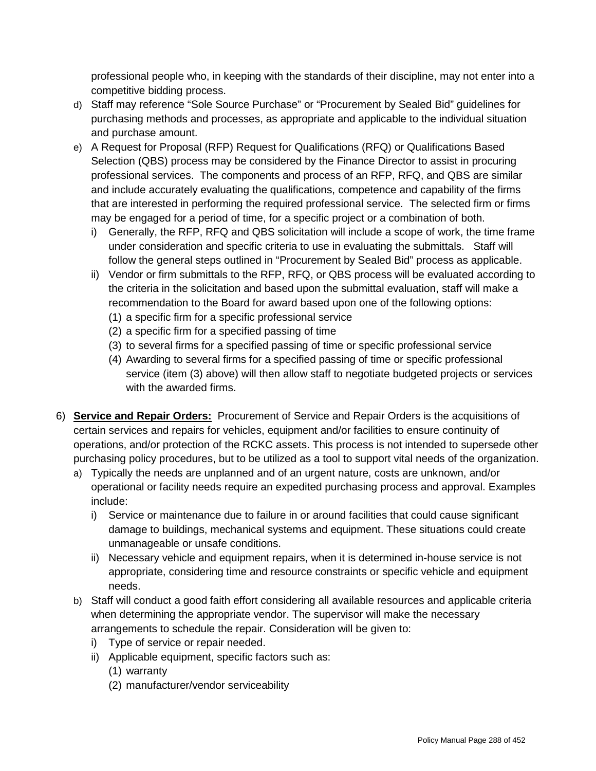professional people who, in keeping with the standards of their discipline, may not enter into a competitive bidding process.

d) Staff may reference "Sole Source Purchase" or "Procurement by Sealed Bid" guidelines for purchasing methods and processes, as appropriate and applicable to the individual situation and purchase amount.

e) A Request for Proposal (RFP) Request for Qualifications (RFQ) or Qualifications Based Selection (QBS) process may be considered by the Finance Director to assist in procuring professional services. The components and process of an RFP, RFQ, and QBS are similar and include accurately evaluating the qualifications, competence and capability of the firms that are interested in performing the required professional service. The selected firm or firms may be engaged for a period of time, for a specific project or a combination of both.
   i) Generally, the RFP, RFQ and QBS solicitation will include a scope of work, the time frame under consideration and specific criteria to use in evaluating the submittals. Staff will follow the general steps outlined in "Procurement by Sealed Bid" process as applicable.
   ii) Vendor or firm submittals to the RFP, RFQ, or QBS process will be evaluated according to the criteria in the solicitation and based upon the submittal evaluation, staff will make a recommendation to the Board for award based upon one of the following options:
      (1) a specific firm for a specific professional service
      (2) a specific firm for a specified passing of time
      (3) to several firms for a specified passing of time or specific professional service
      (4) Awarding to several firms for a specified passing of time or specific professional service (item (3) above) will then allow staff to negotiate budgeted projects or services with the awarded firms.

6) **<u>Service and Repair Orders:</u>** Procurement of Service and Repair Orders is the acquisitions of certain services and repairs for vehicles, equipment and/or facilities to ensure continuity of operations, and/or protection of the RCKC assets. This process is not intended to supersede other purchasing policy procedures, but to be utilized as a tool to support vital needs of the organization.

a) Typically the needs are unplanned and of an urgent nature, costs are unknown, and/or operational or facility needs require an expedited purchasing process and approval. Examples include:
   i) Service or maintenance due to failure in or around facilities that could cause significant damage to buildings, mechanical systems and equipment. These situations could create unmanageable or unsafe conditions.
   ii) Necessary vehicle and equipment repairs, when it is determined in-house service is not appropriate, considering time and resource constraints or specific vehicle and equipment needs.

b) Staff will conduct a good faith effort considering all available resources and applicable criteria when determining the appropriate vendor. The supervisor will make the necessary arrangements to schedule the repair. Consideration will be given to:
   i) Type of service or repair needed.
   ii) Applicable equipment, specific factors such as:
      (1) warranty
      (2) manufacturer/vendor serviceability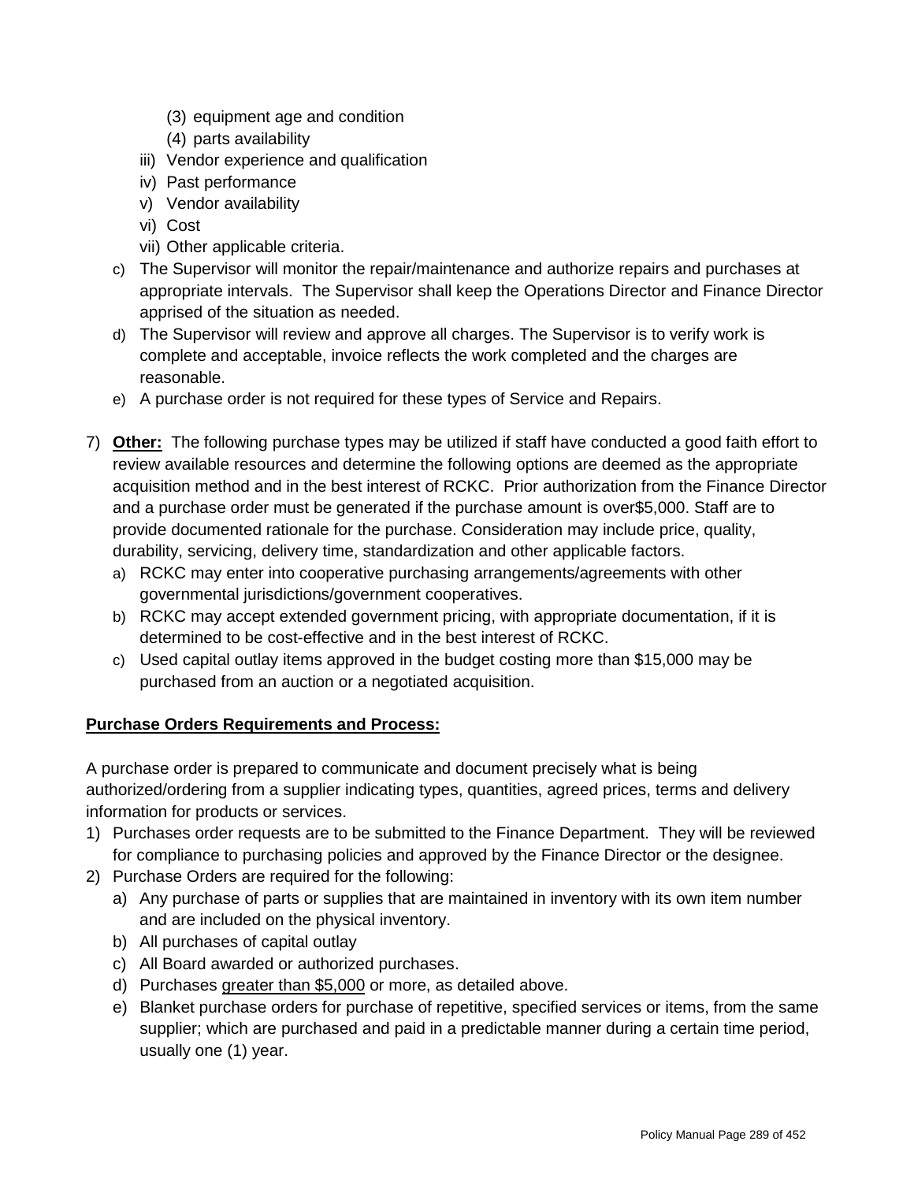(3) equipment age and condition
        (4) parts availability
    iii) Vendor experience and qualification
    iv) Past performance
    v) Vendor availability
    vi) Cost
    vii) Other applicable criteria.
   c) The Supervisor will monitor the repair/maintenance and authorize repairs and purchases at appropriate intervals. The Supervisor shall keep the Operations Director and Finance Director apprised of the situation as needed.
   d) The Supervisor will review and approve all charges. The Supervisor is to verify work is complete and acceptable, invoice reflects the work completed and the charges are reasonable.
   e) A purchase order is not required for these types of Service and Repairs.

7) **Other:** The following purchase types may be utilized if staff have conducted a good faith effort to review available resources and determine the following options are deemed as the appropriate acquisition method and in the best interest of RCKC. Prior authorization from the Finance Director and a purchase order must be generated if the purchase amount is over$5,000. Staff are to provide documented rationale for the purchase. Consideration may include price, quality, durability, servicing, delivery time, standardization and other applicable factors.
   a) RCKC may enter into cooperative purchasing arrangements/agreements with other governmental jurisdictions/government cooperatives.
   b) RCKC may accept extended government pricing, with appropriate documentation, if it is determined to be cost-effective and in the best interest of RCKC.
   c) Used capital outlay items approved in the budget costing more than $15,000 may be purchased from an auction or a negotiated acquisition.

**Purchase Orders Requirements and Process:**

A purchase order is prepared to communicate and document precisely what is being authorized/ordering from a supplier indicating types, quantities, agreed prices, terms and delivery information for products or services.

1) Purchases order requests are to be submitted to the Finance Department. They will be reviewed for compliance to purchasing policies and approved by the Finance Director or the designee.
2) Purchase Orders are required for the following:
   a) Any purchase of parts or supplies that are maintained in inventory with its own item number and are included on the physical inventory.
   b) All purchases of capital outlay
   c) All Board awarded or authorized purchases.
   d) Purchases greater than $5,000 or more, as detailed above.
   e) Blanket purchase orders for purchase of repetitive, specified services or items, from the same supplier; which are purchased and paid in a predictable manner during a certain time period, usually one (1) year.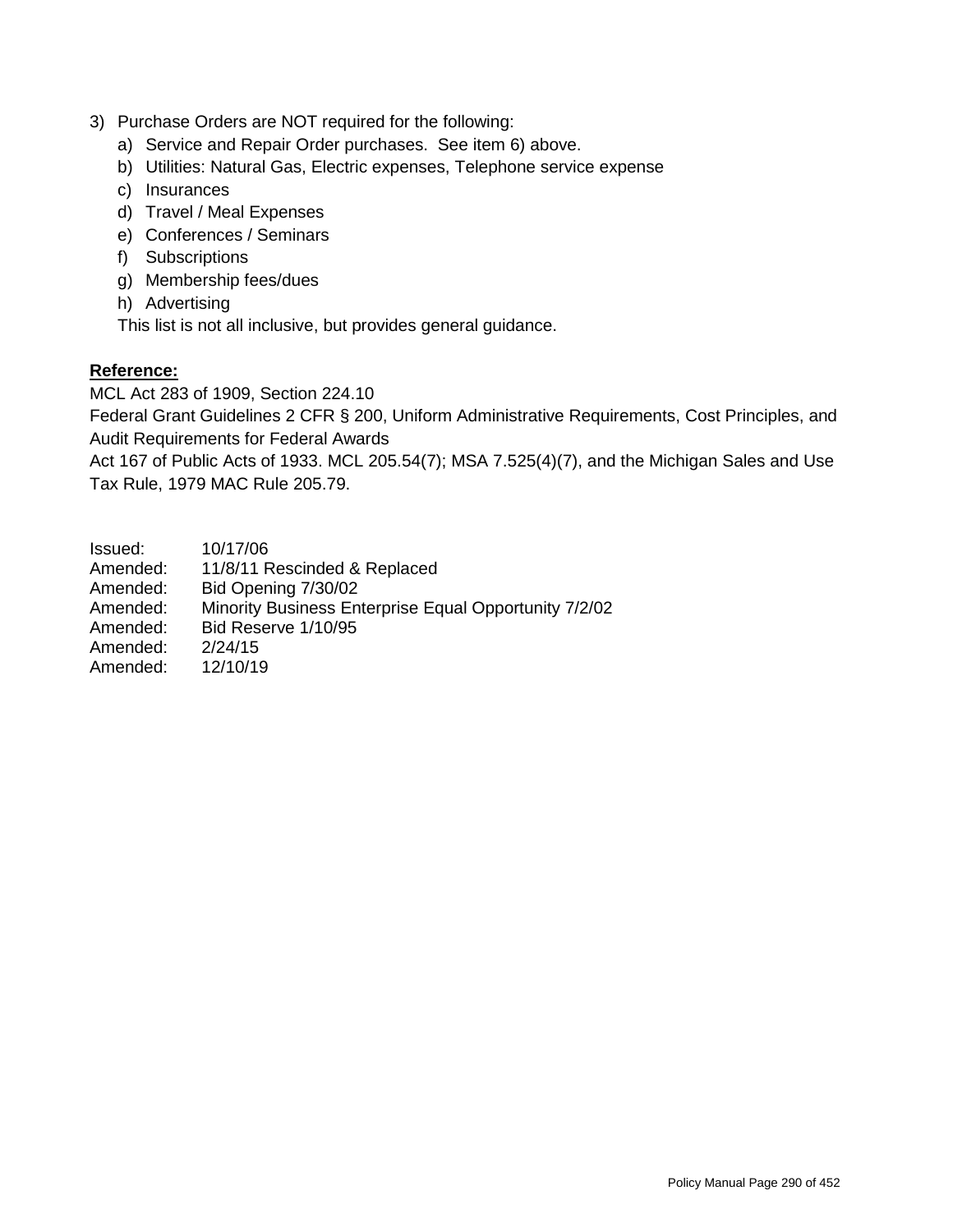3) Purchase Orders are NOT required for the following:
   a) Service and Repair Order purchases. See item 6) above.
   b) Utilities: Natural Gas, Electric expenses, Telephone service expense
   c) Insurances
   d) Travel / Meal Expenses
   e) Conferences / Seminars
   f) Subscriptions
   g) Membership fees/dues
   h) Advertising

   This list is not all inclusive, but provides general guidance.

**Reference:**

MCL Act 283 of 1909, Section 224.10

Federal Grant Guidelines 2 CFR § 200, Uniform Administrative Requirements, Cost Principles, and Audit Requirements for Federal Awards

Act 167 of Public Acts of 1933. MCL 205.54(7); MSA 7.525(4)(7), and the Michigan Sales and Use Tax Rule, 1979 MAC Rule 205.79.

| | |
|---|---|
| Issued: | 10/17/06 |
| Amended: | 11/8/11 Rescinded & Replaced |
| Amended: | Bid Opening 7/30/02 |
| Amended: | Minority Business Enterprise Equal Opportunity 7/2/02 |
| Amended: | Bid Reserve 1/10/95 |
| Amended: | 2/24/15 |
| Amended: | 12/10/19 |